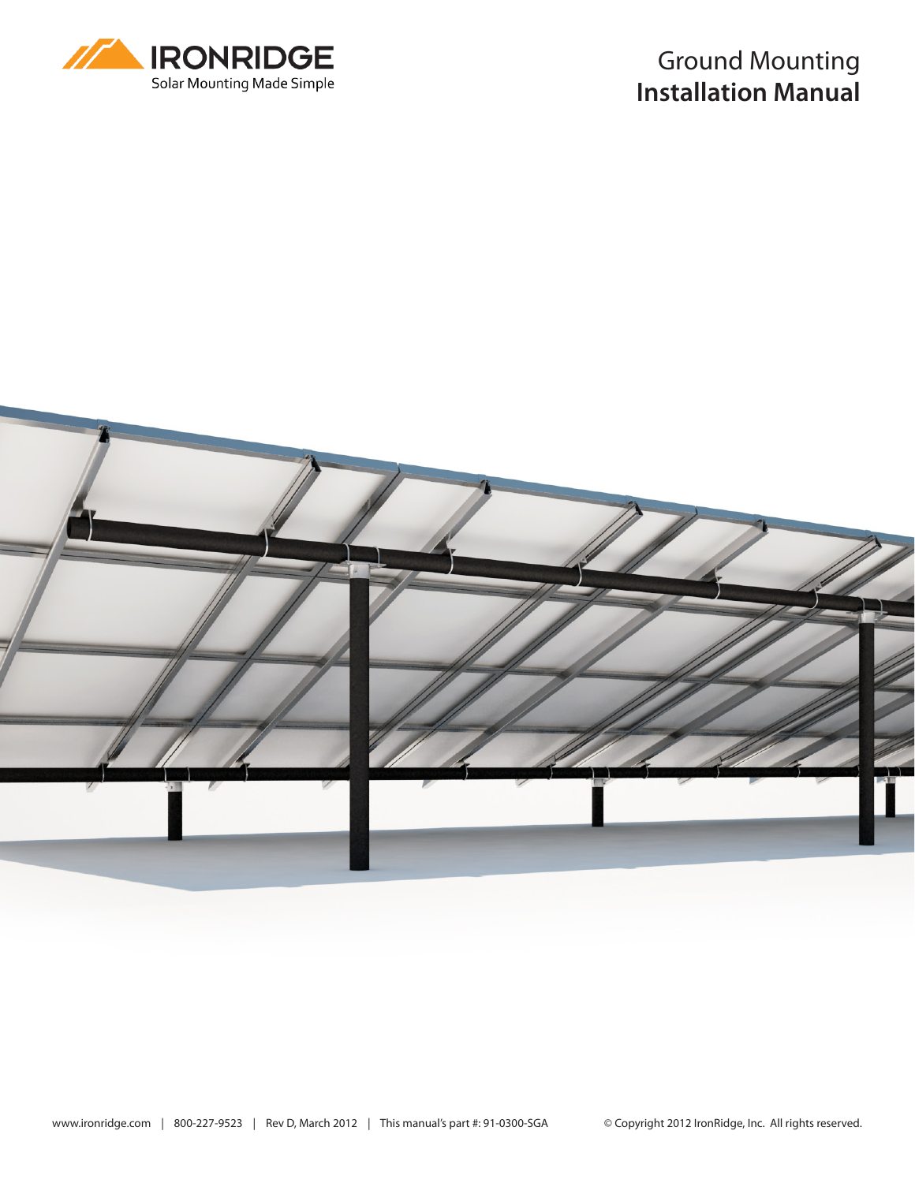IRONRIDGE

Solar Mounting Made Simple

# Ground Mounting
# Installation Manual

www.ironridge.com | 800-227-9523 | Rev D, March 2012 | This manual's part #: 91-0300-SGA

© Copyright 2012 IronRidge, Inc. All rights reserved.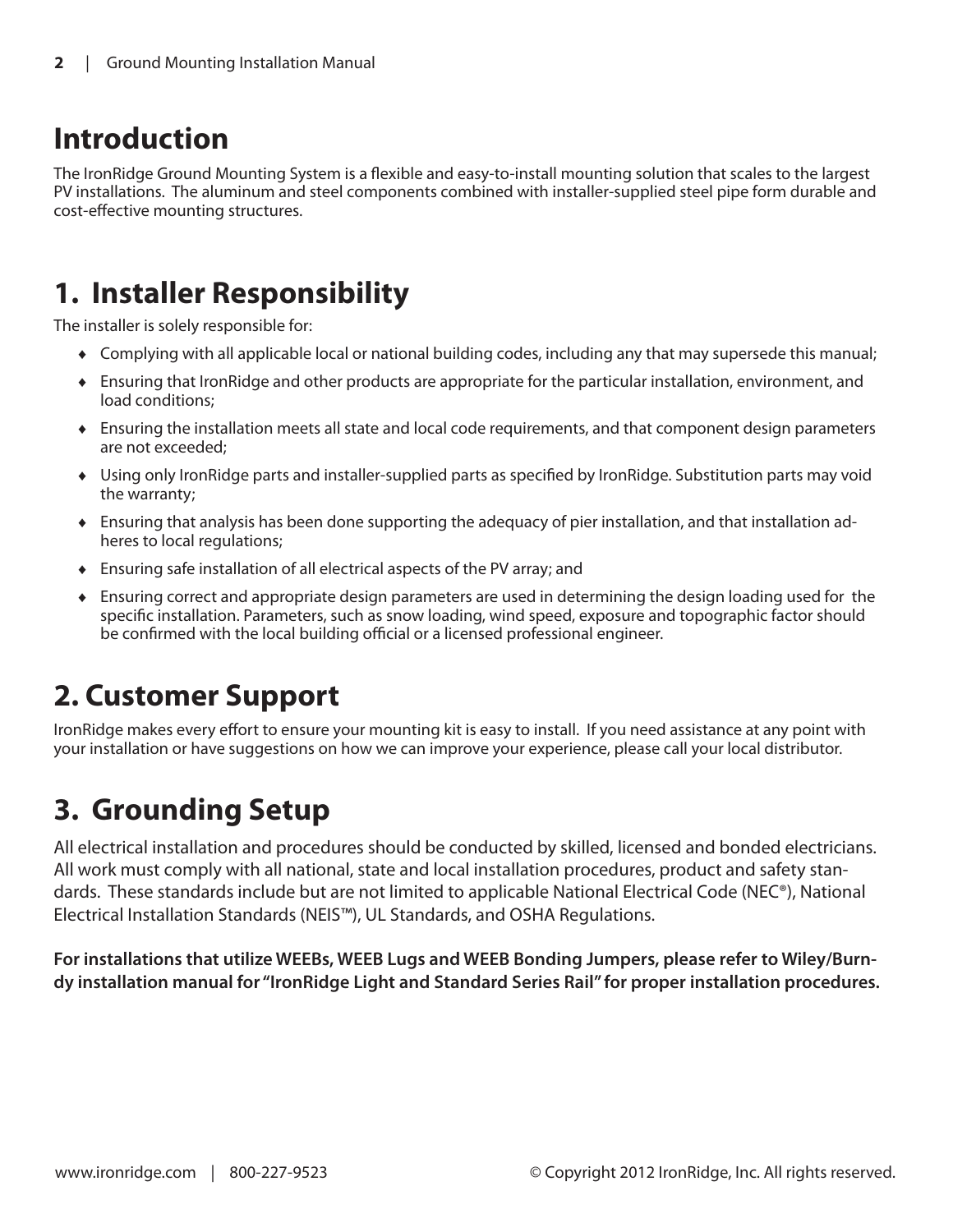# Introduction

The IronRidge Ground Mounting System is a flexible and easy-to-install mounting solution that scales to the largest PV installations. The aluminum and steel components combined with installer-supplied steel pipe form durable and cost-effective mounting structures.

# 1. Installer Responsibility

The installer is solely responsible for:

- Complying with all applicable local or national building codes, including any that may supersede this manual;
- Ensuring that IronRidge and other products are appropriate for the particular installation, environment, and load conditions;
- Ensuring the installation meets all state and local code requirements, and that component design parameters are not exceeded;
- Using only IronRidge parts and installer-supplied parts as specified by IronRidge. Substitution parts may void the warranty;
- Ensuring that analysis has been done supporting the adequacy of pier installation, and that installation adheres to local regulations;
- Ensuring safe installation of all electrical aspects of the PV array; and
- Ensuring correct and appropriate design parameters are used in determining the design loading used for the specific installation. Parameters, such as snow loading, wind speed, exposure and topographic factor should be confirmed with the local building official or a licensed professional engineer.

# 2. Customer Support

IronRidge makes every effort to ensure your mounting kit is easy to install. If you need assistance at any point with your installation or have suggestions on how we can improve your experience, please call your local distributor.

# 3. Grounding Setup

All electrical installation and procedures should be conducted by skilled, licensed and bonded electricians. All work must comply with all national, state and local installation procedures, product and safety standards. These standards include but are not limited to applicable National Electrical Code (NEC®), National Electrical Installation Standards (NEIS™), UL Standards, and OSHA Regulations.

**For installations that utilize WEEBs, WEEB Lugs and WEEB Bonding Jumpers, please refer to Wiley/Burndy installation manual for "IronRidge Light and Standard Series Rail" for proper installation procedures.**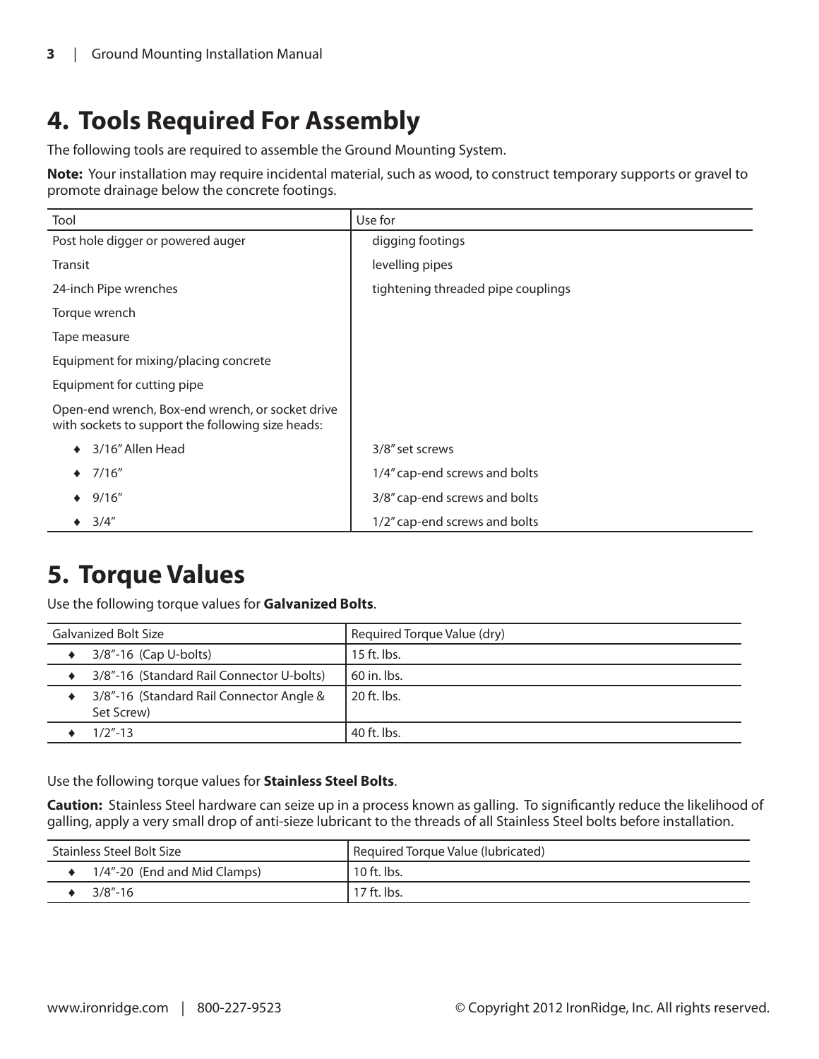## 4. Tools Required For Assembly

The following tools are required to assemble the Ground Mounting System.

**Note:** Your installation may require incidental material, such as wood, to construct temporary supports or gravel to promote drainage below the concrete footings.

| Tool | Use for |
|---|---|
| Post hole digger or powered auger | digging footings |
| Transit | levelling pipes |
| 24-inch Pipe wrenches | tightening threaded pipe couplings |
| Torque wrench | |
| Tape measure | |
| Equipment for mixing/placing concrete | |
| Equipment for cutting pipe | |
| Open-end wrench, Box-end wrench, or socket drive with sockets to support the following size heads: | |
| ♦ 3/16" Allen Head | 3/8" set screws |
| ♦ 7/16" | 1/4" cap-end screws and bolts |
| ♦ 9/16" | 3/8" cap-end screws and bolts |
| ♦ 3/4" | 1/2" cap-end screws and bolts |

## 5. Torque Values

Use the following torque values for **Galvanized Bolts**.

| Galvanized Bolt Size | Required Torque Value (dry) |
|---|---|
| ♦ 3/8"-16 (Cap U-bolts) | 15 ft. lbs. |
| ♦ 3/8"-16 (Standard Rail Connector U-bolts) | 60 in. lbs. |
| ♦ 3/8"-16 (Standard Rail Connector Angle & Set Screw) | 20 ft. lbs. |
| ♦ 1/2"-13 | 40 ft. lbs. |

Use the following torque values for **Stainless Steel Bolts**.

**Caution:** Stainless Steel hardware can seize up in a process known as galling. To significantly reduce the likelihood of galling, apply a very small drop of anti-sieze lubricant to the threads of all Stainless Steel bolts before installation.

| Stainless Steel Bolt Size | Required Torque Value (lubricated) |
|---|---|
| ♦ 1/4"-20 (End and Mid Clamps) | 10 ft. lbs. |
| ♦ 3/8"-16 | 17 ft. lbs. |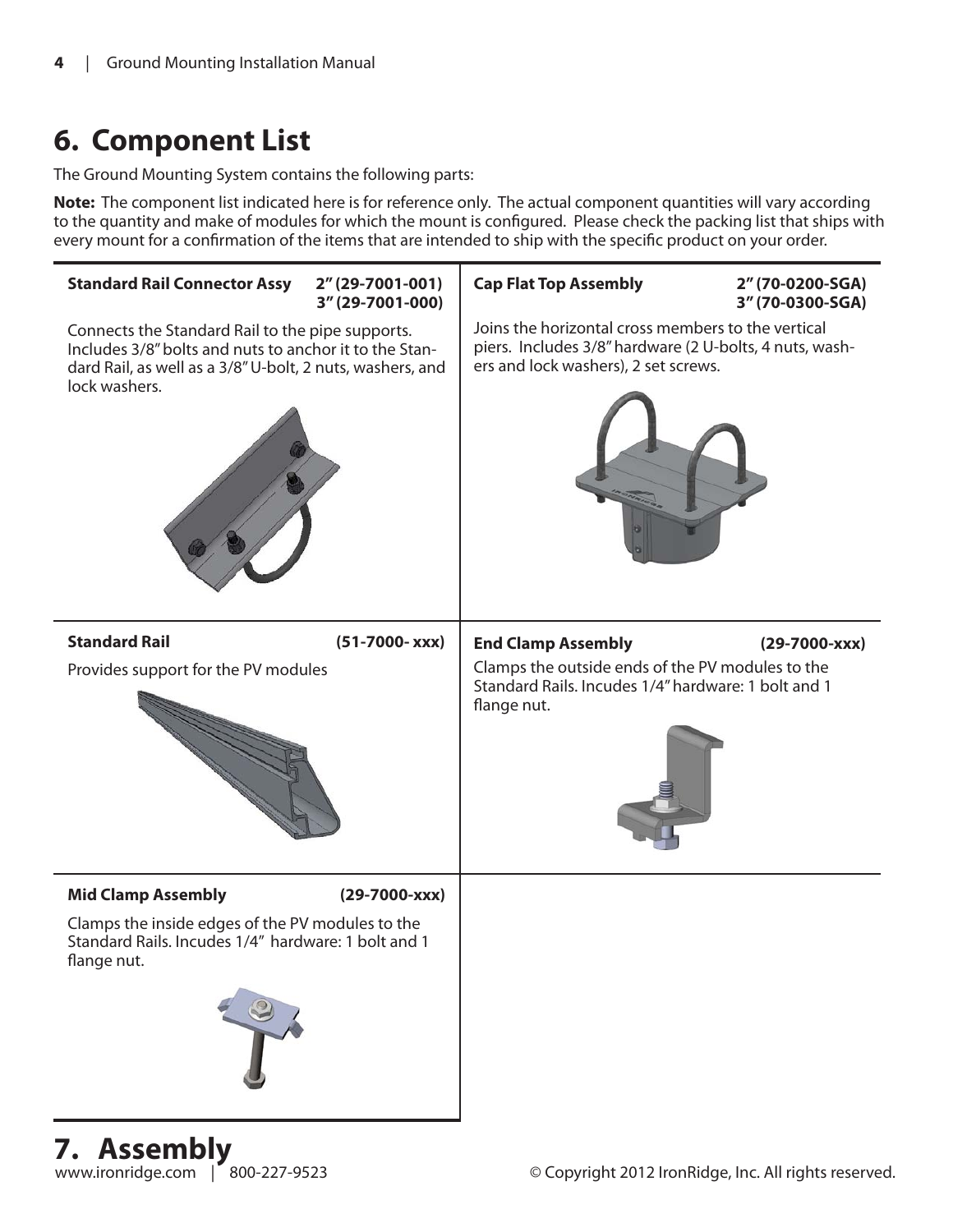## 6. Component List

The Ground Mounting System contains the following parts:

**Note:** The component list indicated here is for reference only. The actual component quantities will vary according to the quantity and make of modules for which the mount is configured. Please check the packing list that ships with every mount for a confirmation of the items that are intended to ship with the specific product on your order.

**Standard Rail Connector Assy** **2" (29-7001-001)** **3" (29-7001-000)**

Connects the Standard Rail to the pipe supports. Includes 3/8" bolts and nuts to anchor it to the Standard Rail, as well as a 3/8" U-bolt, 2 nuts, washers, and lock washers.

**Cap Flat Top Assembly** **2" (70-0200-SGA)** **3" (70-0300-SGA)**

Joins the horizontal cross members to the vertical piers. Includes 3/8" hardware (2 U-bolts, 4 nuts, washers and lock washers), 2 set screws.

**Standard Rail** **(51-7000- xxx)**

Provides support for the PV modules

**End Clamp Assembly** **(29-7000-xxx)**

Clamps the outside ends of the PV modules to the Standard Rails. Incudes 1/4" hardware: 1 bolt and 1 flange nut.

**Mid Clamp Assembly** **(29-7000-xxx)**

Clamps the inside edges of the PV modules to the Standard Rails. Incudes 1/4" hardware: 1 bolt and 1 flange nut.

## 7. Assembly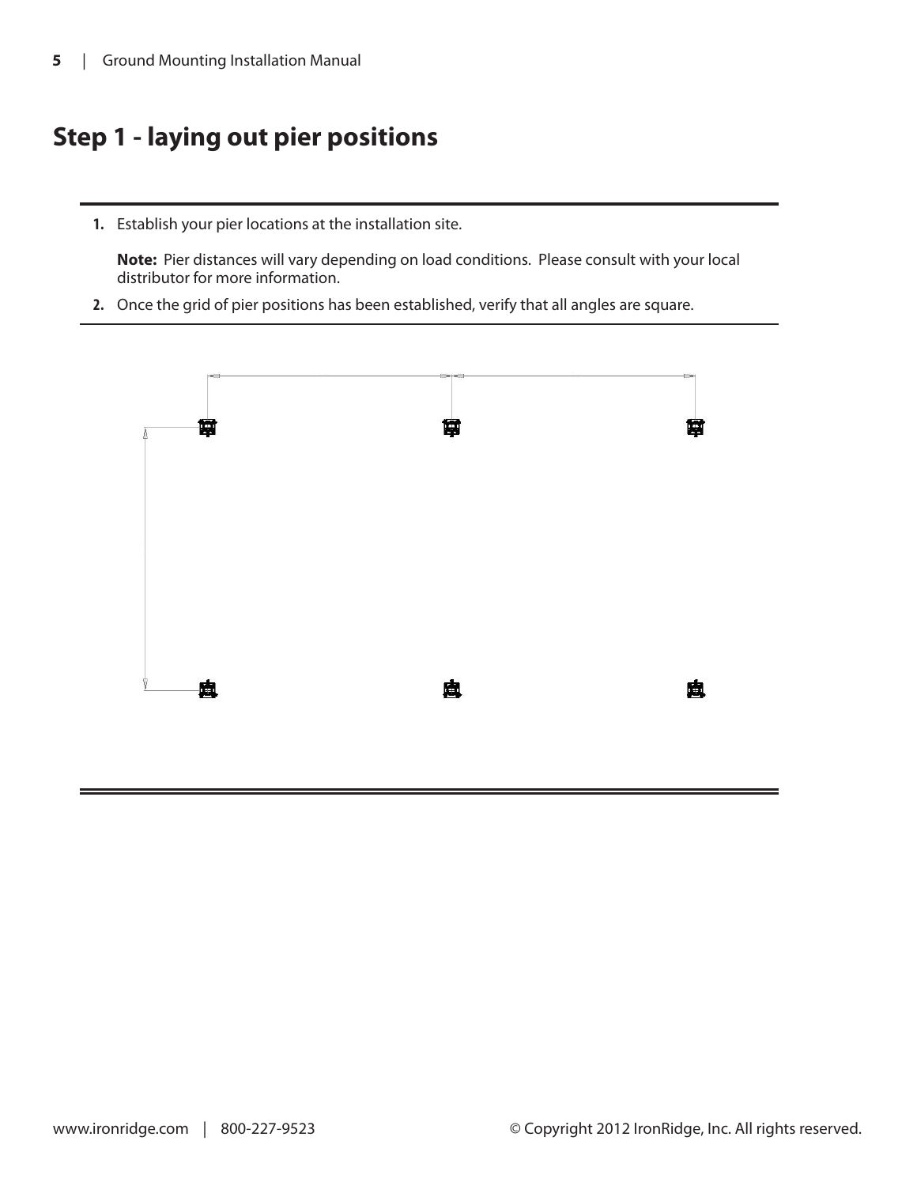## Step 1 - laying out pier positions

1. Establish your pier locations at the installation site.

   **Note:** Pier distances will vary depending on load conditions. Please consult with your local distributor for more information.

2. Once the grid of pier positions has been established, verify that all angles are square.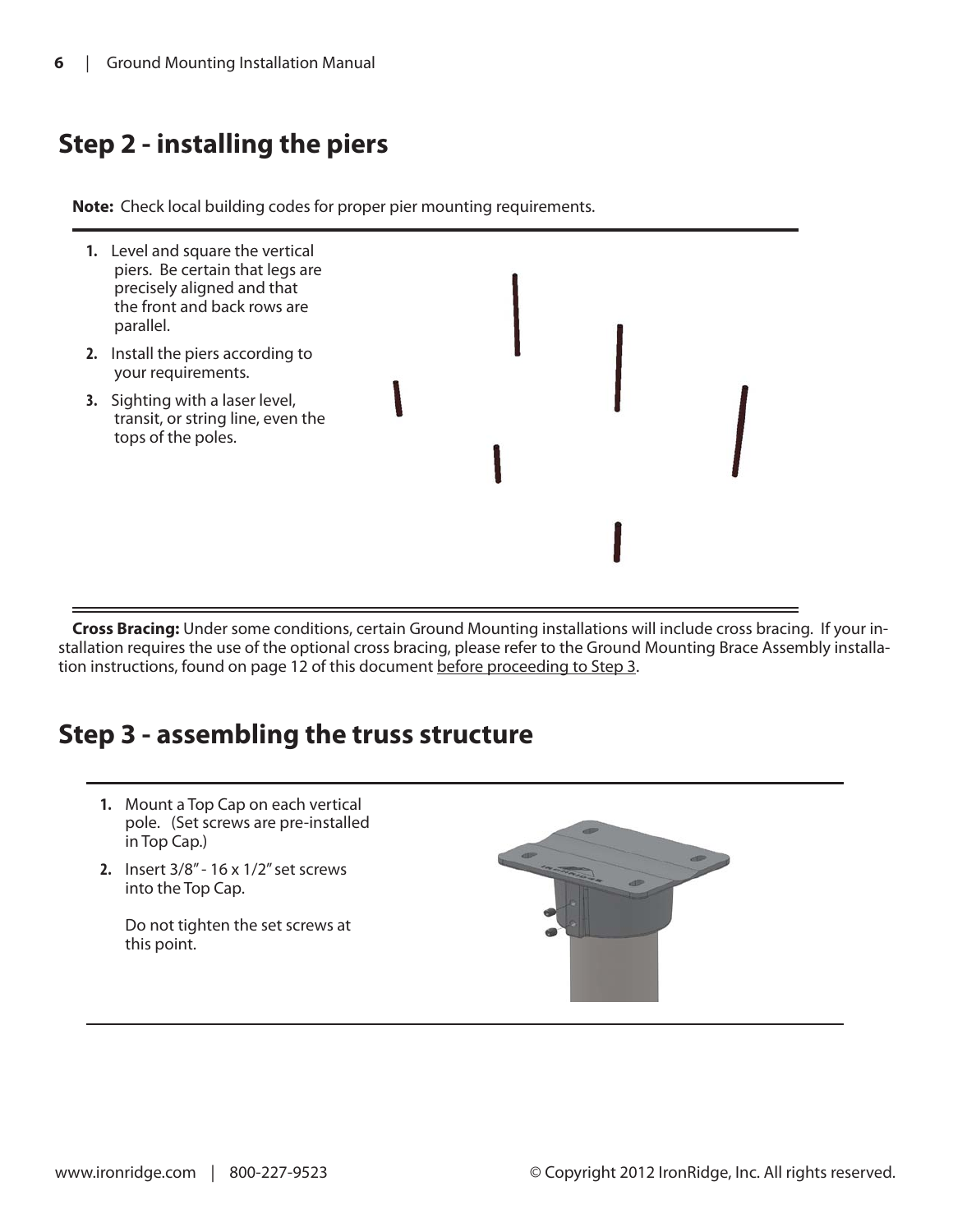## Step 2 - installing the piers

**Note:** Check local building codes for proper pier mounting requirements.

1. Level and square the vertical piers. Be certain that legs are precisely aligned and that the front and back rows are parallel.
2. Install the piers according to your requirements.
3. Sighting with a laser level, transit, or string line, even the tops of the poles.

**Cross Bracing:** Under some conditions, certain Ground Mounting installations will include cross bracing. If your installation requires the use of the optional cross bracing, please refer to the Ground Mounting Brace Assembly installation instructions, found on page 12 of this document before proceeding to Step 3.

## Step 3 - assembling the truss structure

1. Mount a Top Cap on each vertical pole. (Set screws are pre-installed in Top Cap.)
2. Insert 3/8" - 16 x 1/2" set screws into the Top Cap.

   Do not tighten the set screws at this point.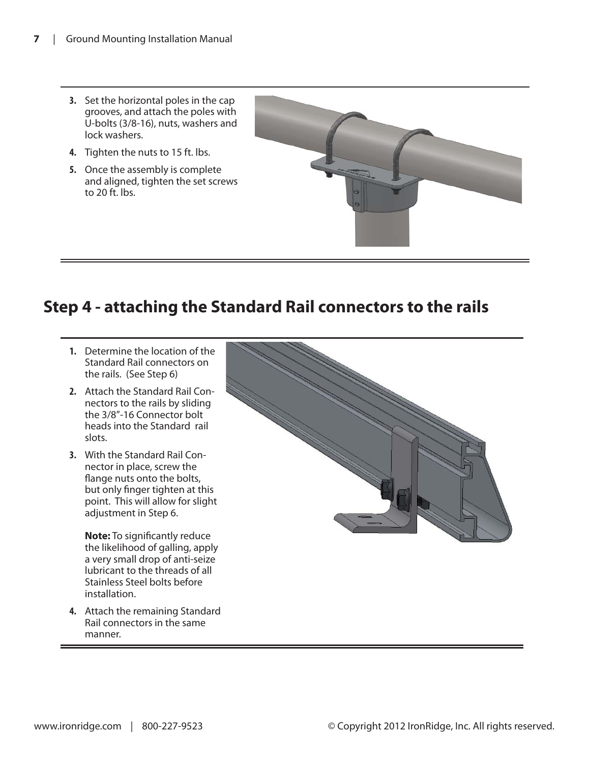3. Set the horizontal poles in the cap grooves, and attach the poles with U-bolts (3/8-16), nuts, washers and lock washers.
4. Tighten the nuts to 15 ft. lbs.
5. Once the assembly is complete and aligned, tighten the set screws to 20 ft. lbs.

## Step 4 - attaching the Standard Rail connectors to the rails

1. Determine the location of the Standard Rail connectors on the rails. (See Step 6)
2. Attach the Standard Rail Connectors to the rails by sliding the 3/8"-16 Connector bolt heads into the Standard rail slots.
3. With the Standard Rail Connector in place, screw the flange nuts onto the bolts, but only finger tighten at this point. This will allow for slight adjustment in Step 6.

   **Note:** To significantly reduce the likelihood of galling, apply a very small drop of anti-seize lubricant to the threads of all Stainless Steel bolts before installation.

4. Attach the remaining Standard Rail connectors in the same manner.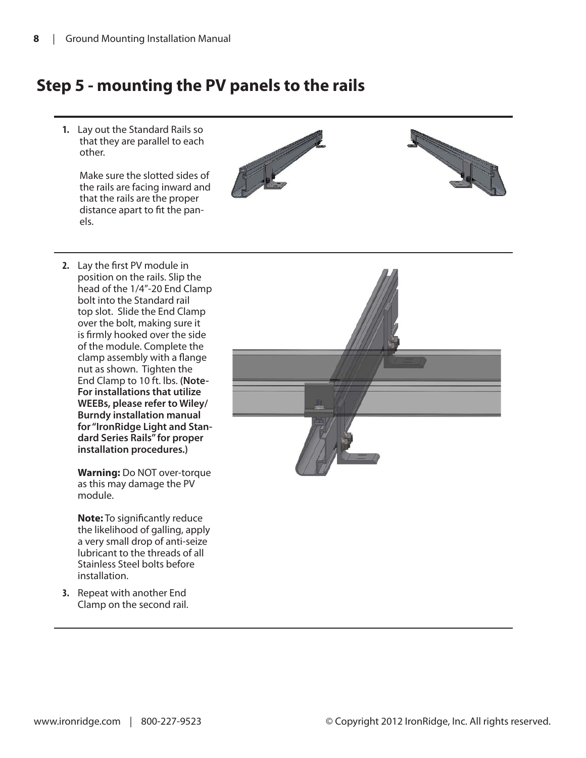# Step 5 - mounting the PV panels to the rails

1. Lay out the Standard Rails so that they are parallel to each other.

   Make sure the slotted sides of the rails are facing inward and that the rails are the proper distance apart to fit the panels.

2. Lay the first PV module in position on the rails. Slip the head of the 1/4"-20 End Clamp bolt into the Standard rail top slot. Slide the End Clamp over the bolt, making sure it is firmly hooked over the side of the module. Complete the clamp assembly with a flange nut as shown. Tighten the End Clamp to 10 ft. lbs. **(Note- For installations that utilize WEEBs, please refer to Wiley/Burndy installation manual for "IronRidge Light and Standard Series Rails" for proper installation procedures.)**

   **Warning:** Do NOT over-torque as this may damage the PV module.

   **Note:** To significantly reduce the likelihood of galling, apply a very small drop of anti-seize lubricant to the threads of all Stainless Steel bolts before installation.

3. Repeat with another End Clamp on the second rail.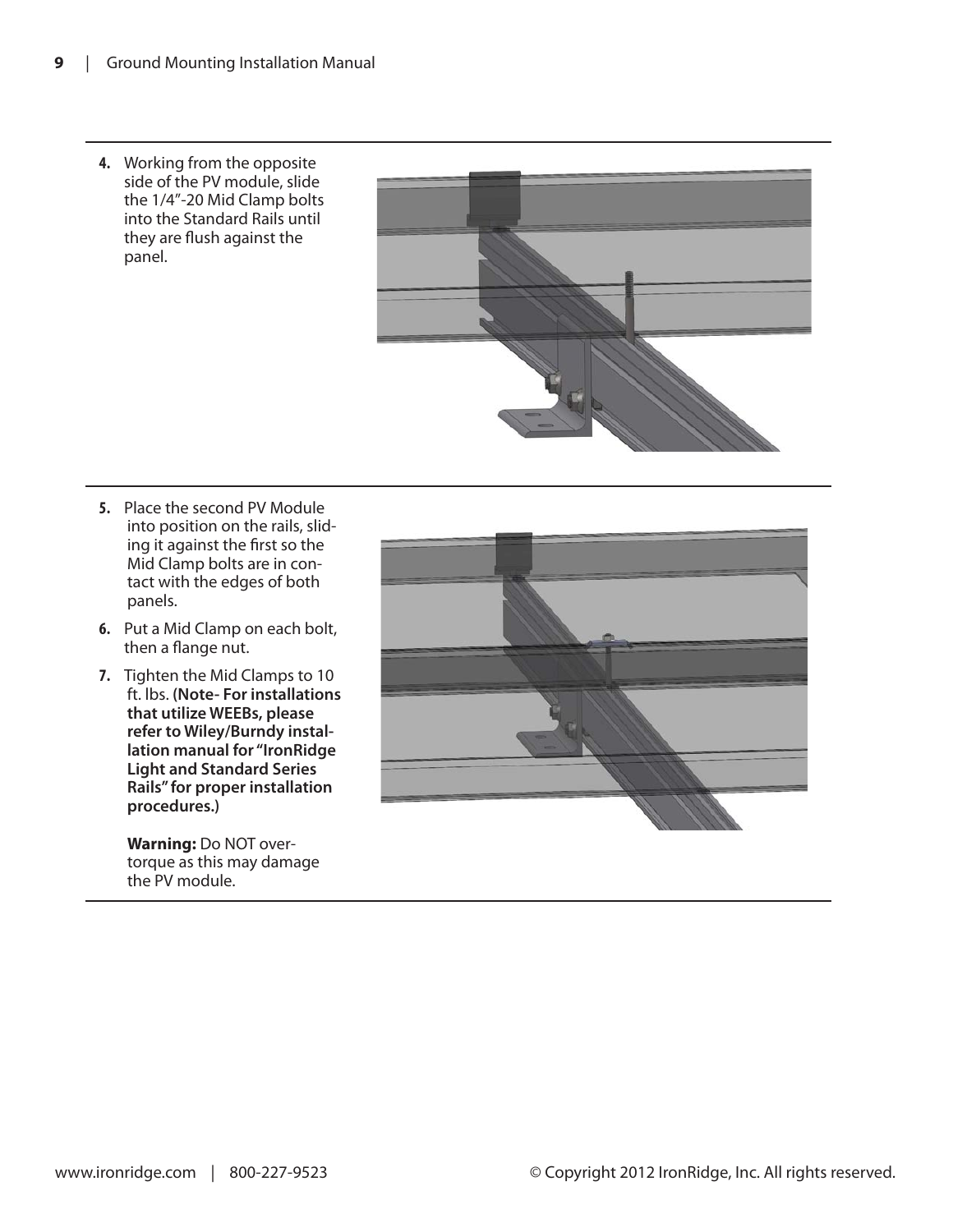4. Working from the opposite side of the PV module, slide the 1/4"-20 Mid Clamp bolts into the Standard Rails until they are flush against the panel.

5. Place the second PV Module into position on the rails, sliding it against the first so the Mid Clamp bolts are in contact with the edges of both panels.

6. Put a Mid Clamp on each bolt, then a flange nut.

7. Tighten the Mid Clamps to 10 ft. lbs. **(Note- For installations that utilize WEEBs, please refer to Wiley/Burndy installation manual for "IronRidge Light and Standard Series Rails" for proper installation procedures.)**

   **Warning:** Do NOT over-torque as this may damage the PV module.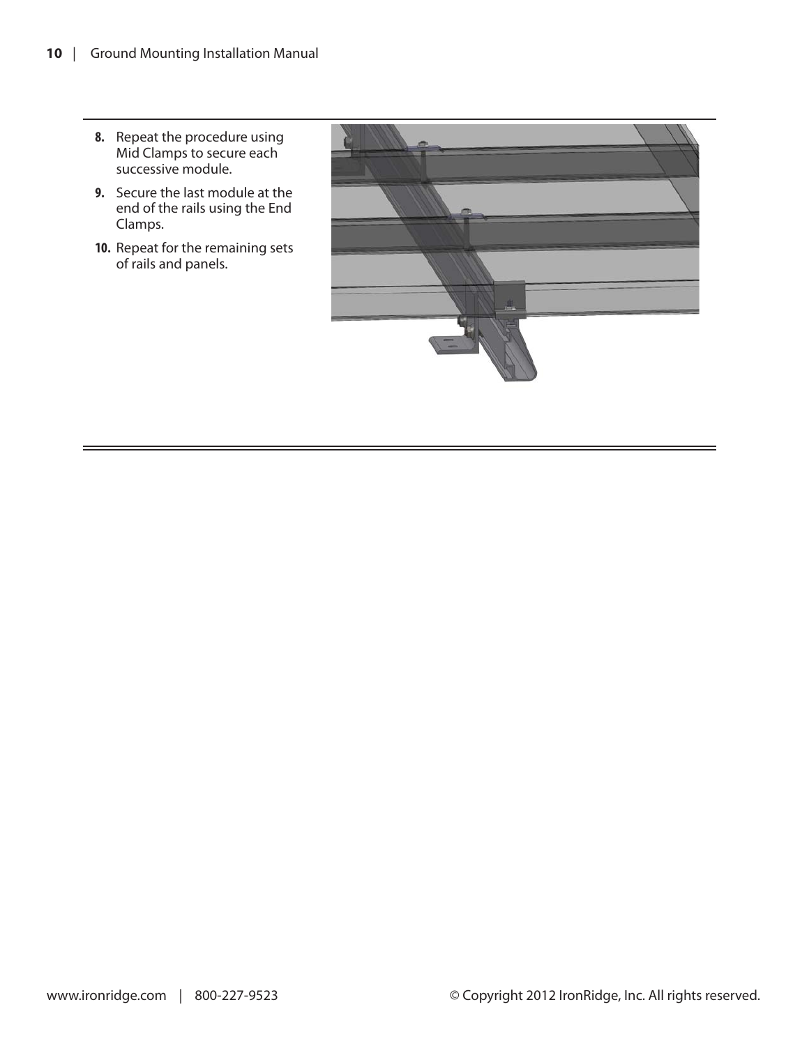8. Repeat the procedure using Mid Clamps to secure each successive module.
9. Secure the last module at the end of the rails using the End Clamps.
10. Repeat for the remaining sets of rails and panels.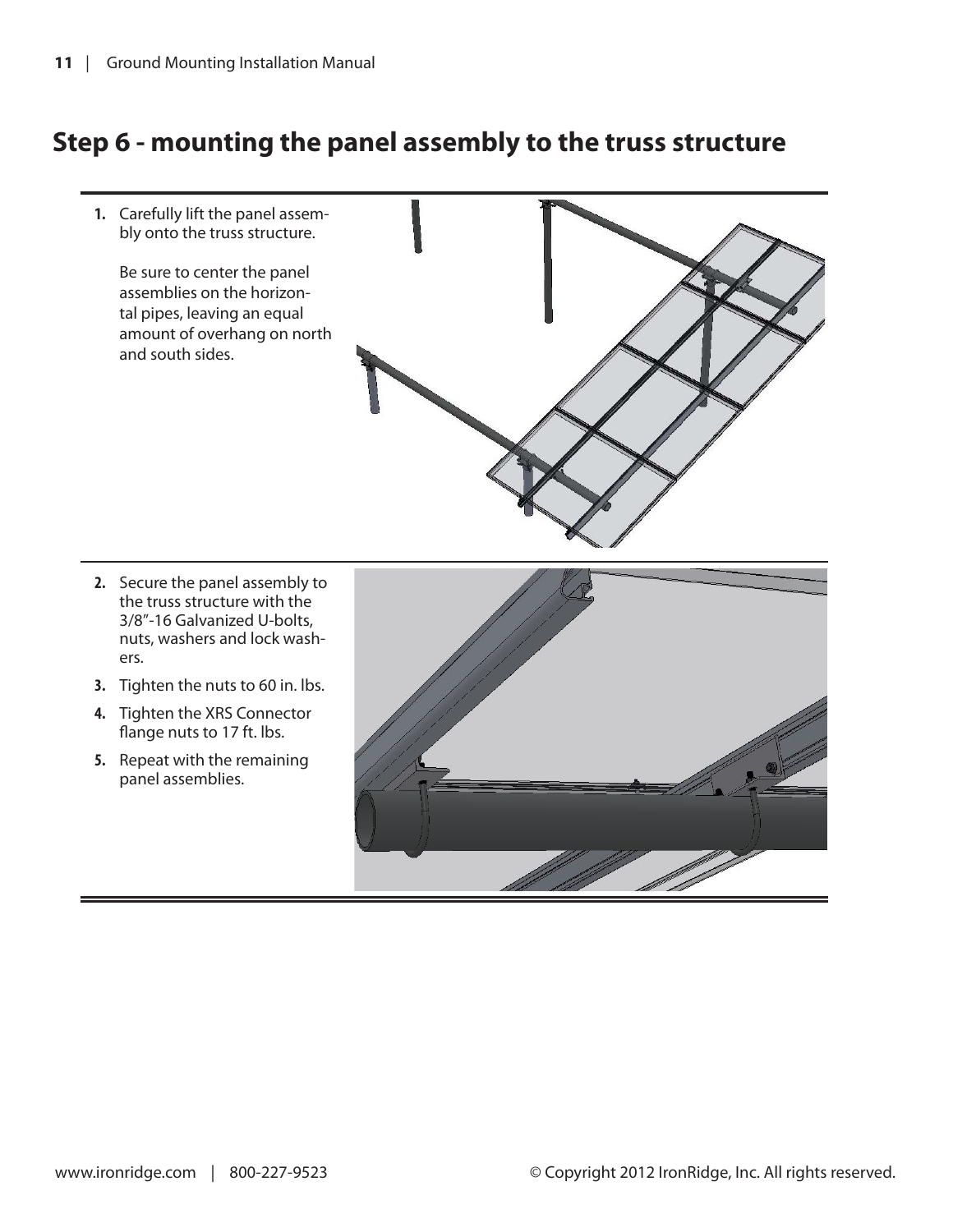## Step 6 - mounting the panel assembly to the truss structure

1. Carefully lift the panel assembly onto the truss structure.

   Be sure to center the panel assemblies on the horizontal pipes, leaving an equal amount of overhang on north and south sides.

2. Secure the panel assembly to the truss structure with the 3/8"-16 Galvanized U-bolts, nuts, washers and lock washers.
3. Tighten the nuts to 60 in. lbs.
4. Tighten the XRS Connector flange nuts to 17 ft. lbs.
5. Repeat with the remaining panel assemblies.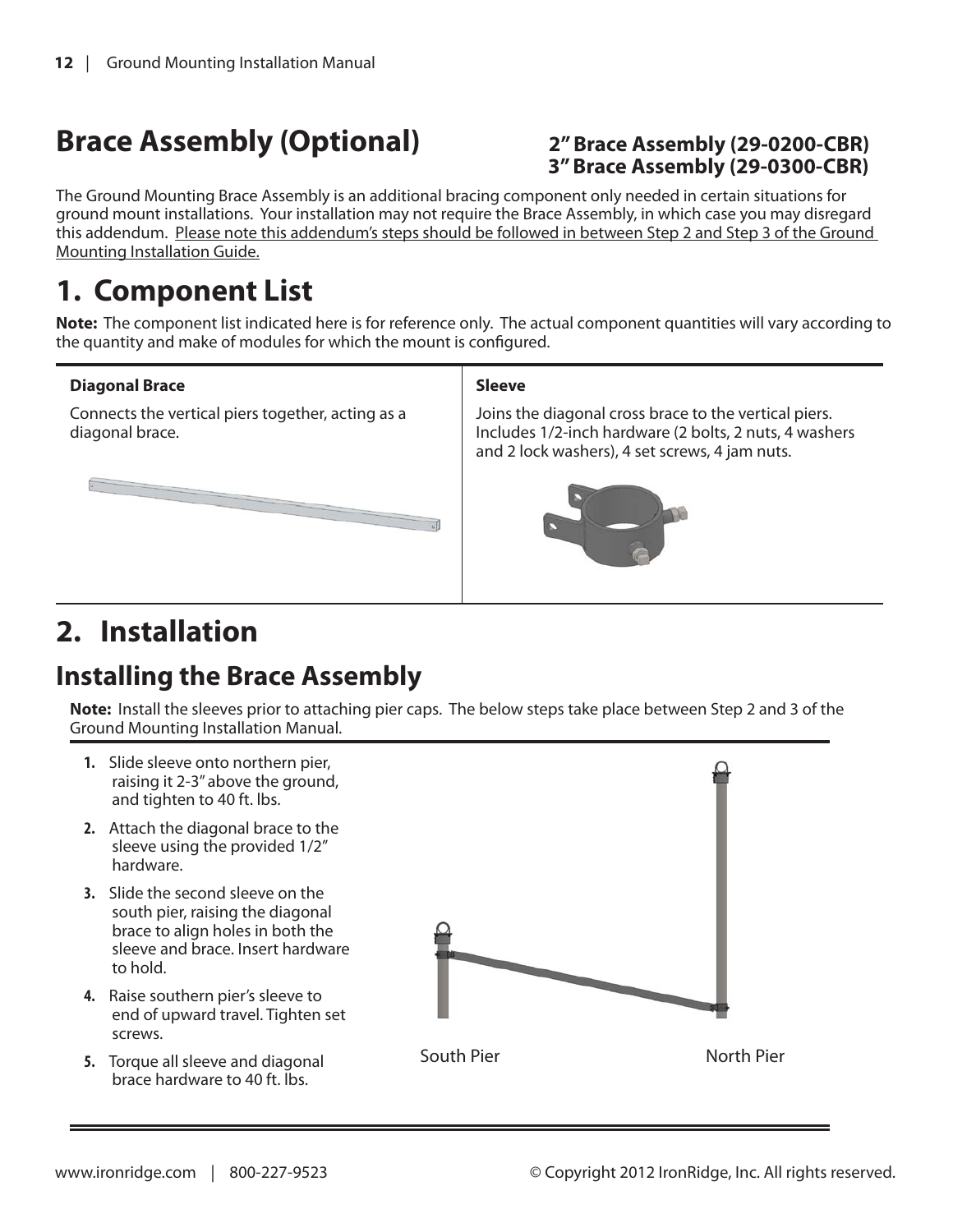# Brace Assembly (Optional)

**2" Brace Assembly (29-0200-CBR)**
**3" Brace Assembly (29-0300-CBR)**

The Ground Mounting Brace Assembly is an additional bracing component only needed in certain situations for ground mount installations. Your installation may not require the Brace Assembly, in which case you may disregard this addendum. <u>Please note this addendum's steps should be followed in between Step 2 and Step 3 of the Ground Mounting Installation Guide.</u>

# 1. Component List

**Note:** The component list indicated here is for reference only. The actual component quantities will vary according to the quantity and make of modules for which the mount is configured.

| **Diagonal Brace** | **Sleeve** |
| --- | --- |
| Connects the vertical piers together, acting as a diagonal brace. | Joins the diagonal cross brace to the vertical piers. Includes 1/2-inch hardware (2 bolts, 2 nuts, 4 washers and 2 lock washers), 4 set screws, 4 jam nuts. |

# 2. Installation

## Installing the Brace Assembly

**Note:** Install the sleeves prior to attaching pier caps. The below steps take place between Step 2 and 3 of the Ground Mounting Installation Manual.

1. Slide sleeve onto northern pier, raising it 2-3" above the ground, and tighten to 40 ft. lbs.
2. Attach the diagonal brace to the sleeve using the provided 1/2" hardware.
3. Slide the second sleeve on the south pier, raising the diagonal brace to align holes in both the sleeve and brace. Insert hardware to hold.
4. Raise southern pier's sleeve to end of upward travel. Tighten set screws.
5. Torque all sleeve and diagonal brace hardware to 40 ft. lbs.

South Pier

North Pier

www.ironridge.com | 800-227-9523

© Copyright 2012 IronRidge, Inc. All rights reserved.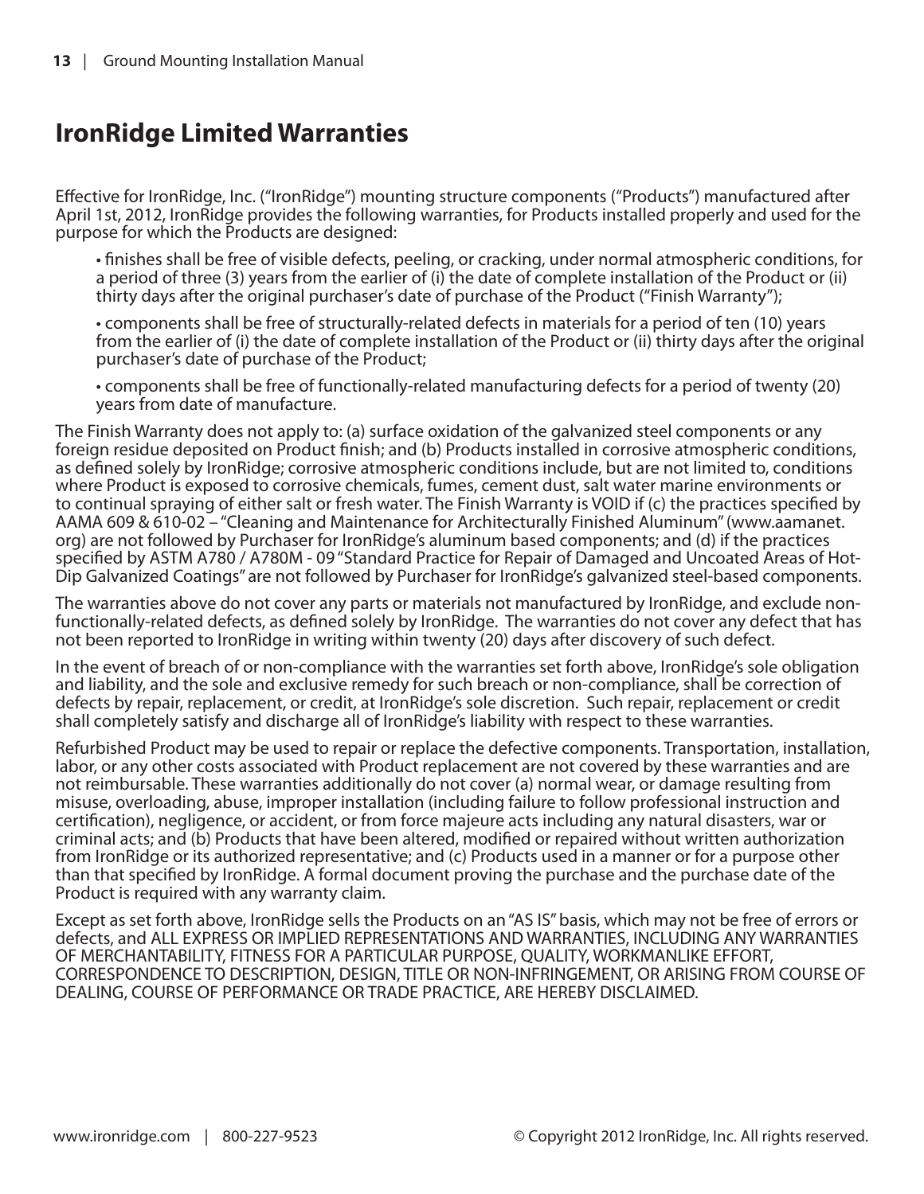# IronRidge Limited Warranties

Effective for IronRidge, Inc. ("IronRidge") mounting structure components ("Products") manufactured after April 1st, 2012, IronRidge provides the following warranties, for Products installed properly and used for the purpose for which the Products are designed:

- finishes shall be free of visible defects, peeling, or cracking, under normal atmospheric conditions, for a period of three (3) years from the earlier of (i) the date of complete installation of the Product or (ii) thirty days after the original purchaser's date of purchase of the Product ("Finish Warranty");
- components shall be free of structurally-related defects in materials for a period of ten (10) years from the earlier of (i) the date of complete installation of the Product or (ii) thirty days after the original purchaser's date of purchase of the Product;
- components shall be free of functionally-related manufacturing defects for a period of twenty (20) years from date of manufacture.

The Finish Warranty does not apply to: (a) surface oxidation of the galvanized steel components or any foreign residue deposited on Product finish; and (b) Products installed in corrosive atmospheric conditions, as defined solely by IronRidge; corrosive atmospheric conditions include, but are not limited to, conditions where Product is exposed to corrosive chemicals, fumes, cement dust, salt water marine environments or to continual spraying of either salt or fresh water. The Finish Warranty is VOID if (c) the practices specified by AAMA 609 & 610-02 – "Cleaning and Maintenance for Architecturally Finished Aluminum" (www.aamanet.org) are not followed by Purchaser for IronRidge's aluminum based components; and (d) if the practices specified by ASTM A780 / A780M - 09 "Standard Practice for Repair of Damaged and Uncoated Areas of Hot-Dip Galvanized Coatings" are not followed by Purchaser for IronRidge's galvanized steel-based components.

The warranties above do not cover any parts or materials not manufactured by IronRidge, and exclude non-functionally-related defects, as defined solely by IronRidge. The warranties do not cover any defect that has not been reported to IronRidge in writing within twenty (20) days after discovery of such defect.

In the event of breach of or non-compliance with the warranties set forth above, IronRidge's sole obligation and liability, and the sole and exclusive remedy for such breach or non-compliance, shall be correction of defects by repair, replacement, or credit, at IronRidge's sole discretion. Such repair, replacement or credit shall completely satisfy and discharge all of IronRidge's liability with respect to these warranties.

Refurbished Product may be used to repair or replace the defective components. Transportation, installation, labor, or any other costs associated with Product replacement are not covered by these warranties and are not reimbursable. These warranties additionally do not cover (a) normal wear, or damage resulting from misuse, overloading, abuse, improper installation (including failure to follow professional instruction and certification), negligence, or accident, or from force majeure acts including any natural disasters, war or criminal acts; and (b) Products that have been altered, modified or repaired without written authorization from IronRidge or its authorized representative; and (c) Products used in a manner or for a purpose other than that specified by IronRidge. A formal document proving the purchase and the purchase date of the Product is required with any warranty claim.

Except as set forth above, IronRidge sells the Products on an "AS IS" basis, which may not be free of errors or defects, and ALL EXPRESS OR IMPLIED REPRESENTATIONS AND WARRANTIES, INCLUDING ANY WARRANTIES OF MERCHANTABILITY, FITNESS FOR A PARTICULAR PURPOSE, QUALITY, WORKMANLIKE EFFORT, CORRESPONDENCE TO DESCRIPTION, DESIGN, TITLE OR NON-INFRINGEMENT, OR ARISING FROM COURSE OF DEALING, COURSE OF PERFORMANCE OR TRADE PRACTICE, ARE HEREBY DISCLAIMED.